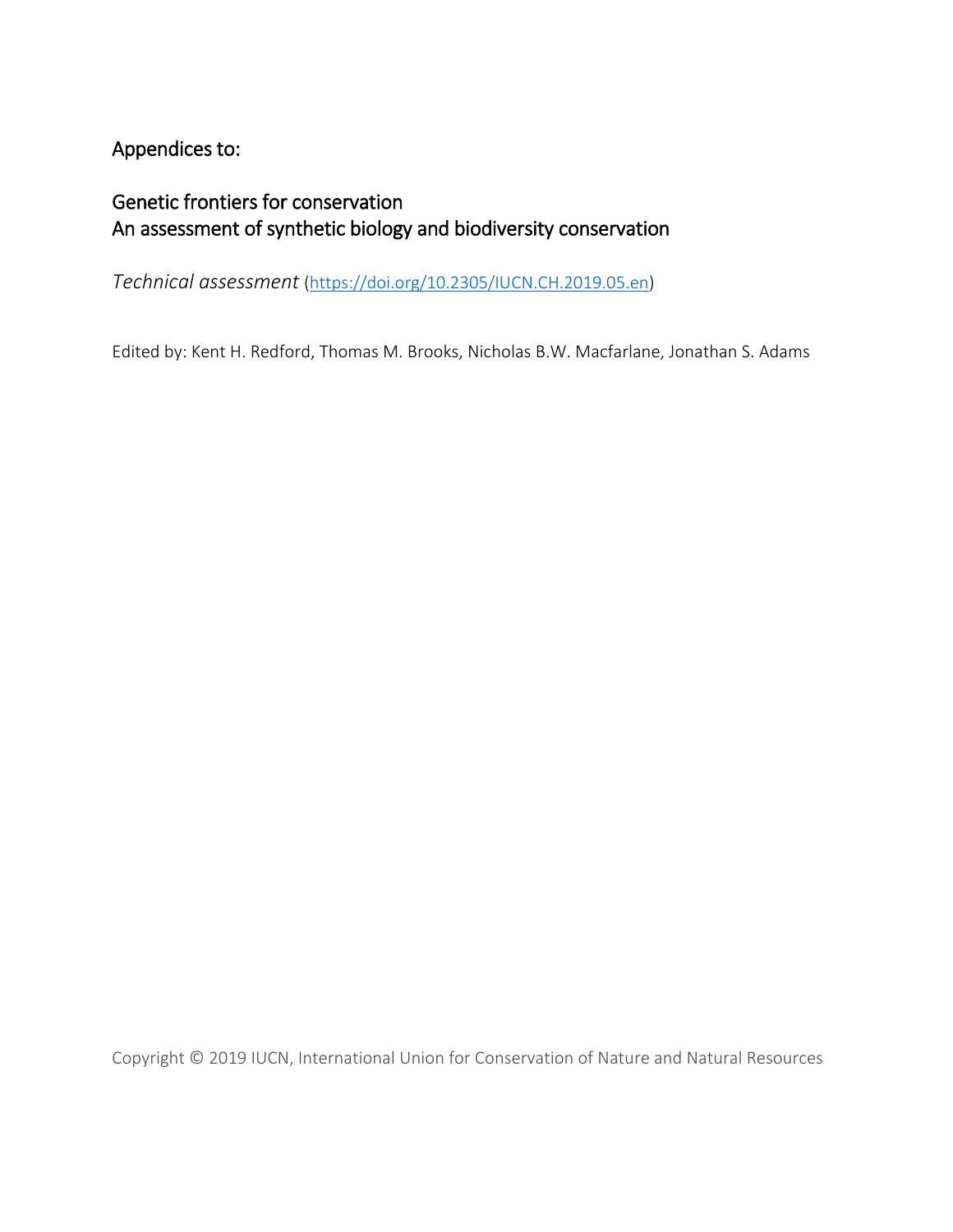# Appendices to:

## Genetic frontiers for conservation
## An assessment of synthetic biology and biodiversity conservation

*Technical assessment* ([https://doi.org/10.2305/IUCN.CH.2019.05.en](https://doi.org/10.2305/IUCN.CH.2019.05.en))

Edited by: Kent H. Redford, Thomas M. Brooks, Nicholas B.W. Macfarlane, Jonathan S. Adams

Copyright © 2019 IUCN, International Union for Conservation of Nature and Natural Resources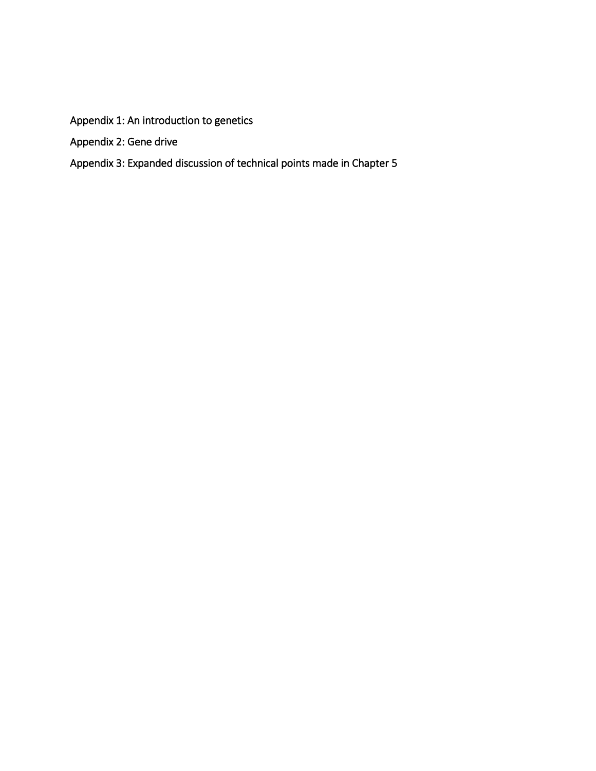Appendix 1: An introduction to genetics

Appendix 2: Gene drive

Appendix 3: Expanded discussion of technical points made in Chapter 5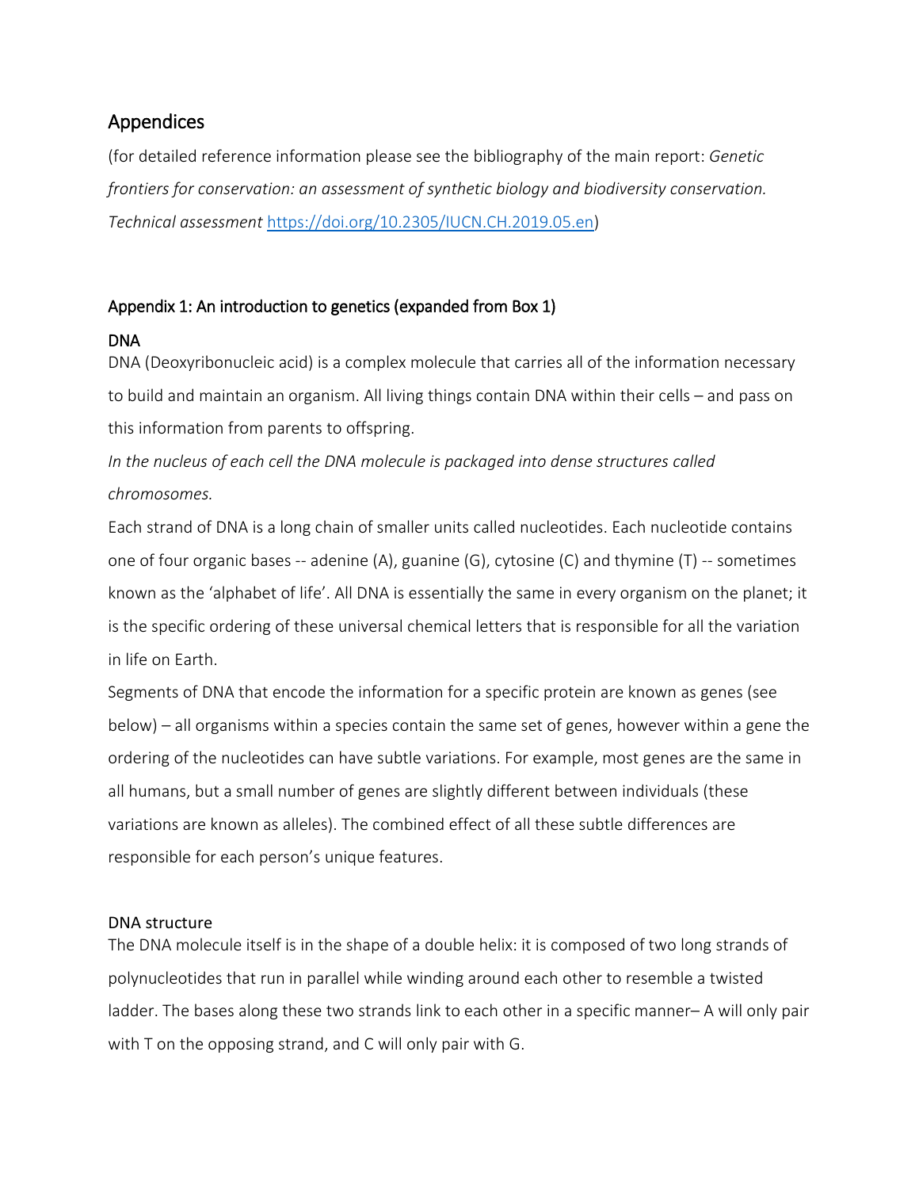## Appendices

(for detailed reference information please see the bibliography of the main report: *Genetic frontiers for conservation: an assessment of synthetic biology and biodiversity conservation. Technical assessment* https://doi.org/10.2305/IUCN.CH.2019.05.en)

### Appendix 1: An introduction to genetics (expanded from Box 1)

#### DNA

DNA (Deoxyribonucleic acid) is a complex molecule that carries all of the information necessary to build and maintain an organism. All living things contain DNA within their cells – and pass on this information from parents to offspring.

*In the nucleus of each cell the DNA molecule is packaged into dense structures called chromosomes.*

Each strand of DNA is a long chain of smaller units called nucleotides. Each nucleotide contains one of four organic bases -- adenine (A), guanine (G), cytosine (C) and thymine (T) -- sometimes known as the 'alphabet of life'. All DNA is essentially the same in every organism on the planet; it is the specific ordering of these universal chemical letters that is responsible for all the variation in life on Earth.

Segments of DNA that encode the information for a specific protein are known as genes (see below) – all organisms within a species contain the same set of genes, however within a gene the ordering of the nucleotides can have subtle variations. For example, most genes are the same in all humans, but a small number of genes are slightly different between individuals (these variations are known as alleles). The combined effect of all these subtle differences are responsible for each person's unique features.

#### DNA structure

The DNA molecule itself is in the shape of a double helix: it is composed of two long strands of polynucleotides that run in parallel while winding around each other to resemble a twisted ladder. The bases along these two strands link to each other in a specific manner– A will only pair with T on the opposing strand, and C will only pair with G.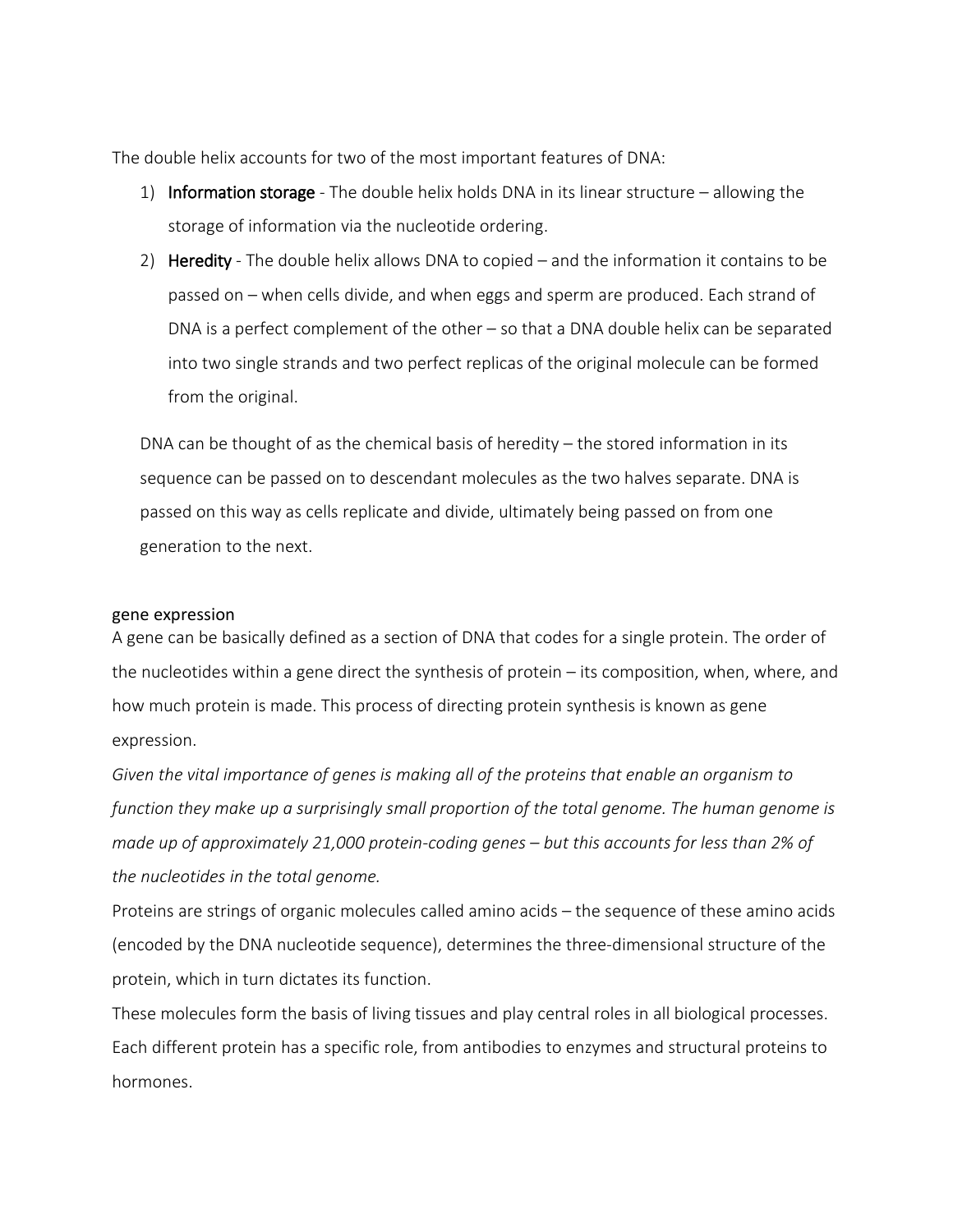The double helix accounts for two of the most important features of DNA:

1) **Information storage** - The double helix holds DNA in its linear structure – allowing the storage of information via the nucleotide ordering.
2) **Heredity** - The double helix allows DNA to copied – and the information it contains to be passed on – when cells divide, and when eggs and sperm are produced. Each strand of DNA is a perfect complement of the other – so that a DNA double helix can be separated into two single strands and two perfect replicas of the original molecule can be formed from the original.

DNA can be thought of as the chemical basis of heredity – the stored information in its sequence can be passed on to descendant molecules as the two halves separate. DNA is passed on this way as cells replicate and divide, ultimately being passed on from one generation to the next.

## gene expression

A gene can be basically defined as a section of DNA that codes for a single protein. The order of the nucleotides within a gene direct the synthesis of protein – its composition, when, where, and how much protein is made. This process of directing protein synthesis is known as gene expression.

*Given the vital importance of genes is making all of the proteins that enable an organism to function they make up a surprisingly small proportion of the total genome. The human genome is made up of approximately 21,000 protein-coding genes – but this accounts for less than 2% of the nucleotides in the total genome.*

Proteins are strings of organic molecules called amino acids – the sequence of these amino acids (encoded by the DNA nucleotide sequence), determines the three-dimensional structure of the protein, which in turn dictates its function.

These molecules form the basis of living tissues and play central roles in all biological processes. Each different protein has a specific role, from antibodies to enzymes and structural proteins to hormones.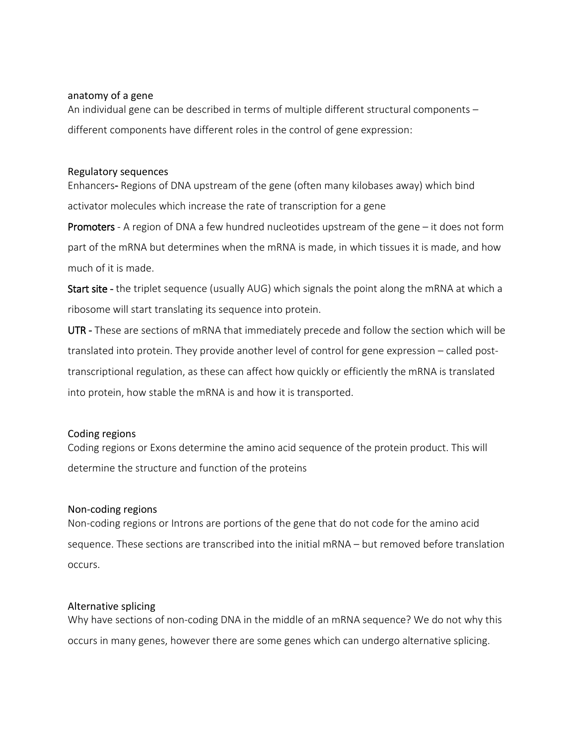## anatomy of a gene

An individual gene can be described in terms of multiple different structural components – different components have different roles in the control of gene expression:

### Regulatory sequences

Enhancers**-** Regions of DNA upstream of the gene (often many kilobases away) which bind activator molecules which increase the rate of transcription for a gene

**Promoters** - A region of DNA a few hundred nucleotides upstream of the gene – it does not form part of the mRNA but determines when the mRNA is made, in which tissues it is made, and how much of it is made.

**Start site -** the triplet sequence (usually AUG) which signals the point along the mRNA at which a ribosome will start translating its sequence into protein.

**UTR -** These are sections of mRNA that immediately precede and follow the section which will be translated into protein. They provide another level of control for gene expression – called post-transcriptional regulation, as these can affect how quickly or efficiently the mRNA is translated into protein, how stable the mRNA is and how it is transported.

### Coding regions

Coding regions or Exons determine the amino acid sequence of the protein product. This will determine the structure and function of the proteins

### Non-coding regions

Non-coding regions or Introns are portions of the gene that do not code for the amino acid sequence. These sections are transcribed into the initial mRNA – but removed before translation occurs.

### Alternative splicing

Why have sections of non-coding DNA in the middle of an mRNA sequence? We do not why this occurs in many genes, however there are some genes which can undergo alternative splicing.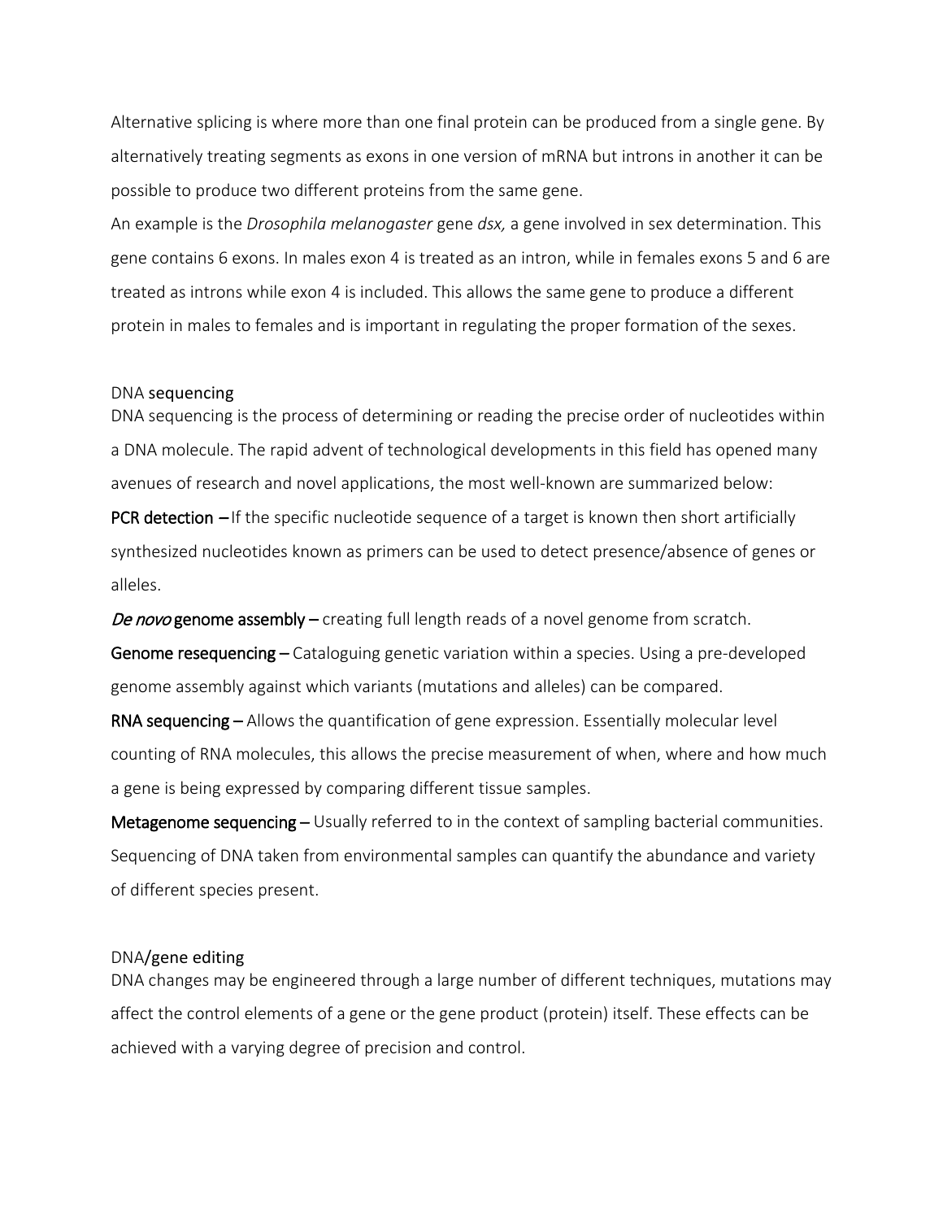Alternative splicing is where more than one final protein can be produced from a single gene. By alternatively treating segments as exons in one version of mRNA but introns in another it can be possible to produce two different proteins from the same gene.

An example is the *Drosophila melanogaster* gene *dsx,* a gene involved in sex determination. This gene contains 6 exons. In males exon 4 is treated as an intron, while in females exons 5 and 6 are treated as introns while exon 4 is included. This allows the same gene to produce a different protein in males to females and is important in regulating the proper formation of the sexes.

## DNA sequencing

DNA sequencing is the process of determining or reading the precise order of nucleotides within a DNA molecule. The rapid advent of technological developments in this field has opened many avenues of research and novel applications, the most well-known are summarized below:

**PCR detection** – If the specific nucleotide sequence of a target is known then short artificially synthesized nucleotides known as primers can be used to detect presence/absence of genes or alleles.

***De novo* genome assembly** – creating full length reads of a novel genome from scratch.

**Genome resequencing** – Cataloguing genetic variation within a species. Using a pre-developed genome assembly against which variants (mutations and alleles) can be compared.

**RNA sequencing** – Allows the quantification of gene expression. Essentially molecular level counting of RNA molecules, this allows the precise measurement of when, where and how much a gene is being expressed by comparing different tissue samples.

**Metagenome sequencing** – Usually referred to in the context of sampling bacterial communities. Sequencing of DNA taken from environmental samples can quantify the abundance and variety of different species present.

## DNA/gene editing

DNA changes may be engineered through a large number of different techniques, mutations may affect the control elements of a gene or the gene product (protein) itself. These effects can be achieved with a varying degree of precision and control.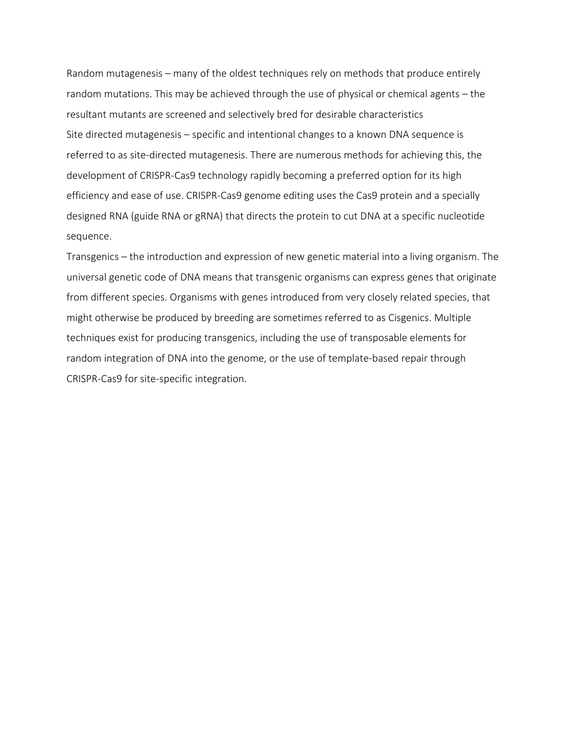Random mutagenesis – many of the oldest techniques rely on methods that produce entirely random mutations. This may be achieved through the use of physical or chemical agents – the resultant mutants are screened and selectively bred for desirable characteristics

Site directed mutagenesis – specific and intentional changes to a known DNA sequence is referred to as site-directed mutagenesis. There are numerous methods for achieving this, the development of CRISPR-Cas9 technology rapidly becoming a preferred option for its high efficiency and ease of use. CRISPR-Cas9 genome editing uses the Cas9 protein and a specially designed RNA (guide RNA or gRNA) that directs the protein to cut DNA at a specific nucleotide sequence.

Transgenics – the introduction and expression of new genetic material into a living organism. The universal genetic code of DNA means that transgenic organisms can express genes that originate from different species. Organisms with genes introduced from very closely related species, that might otherwise be produced by breeding are sometimes referred to as Cisgenics. Multiple techniques exist for producing transgenics, including the use of transposable elements for random integration of DNA into the genome, or the use of template-based repair through CRISPR-Cas9 for site-specific integration.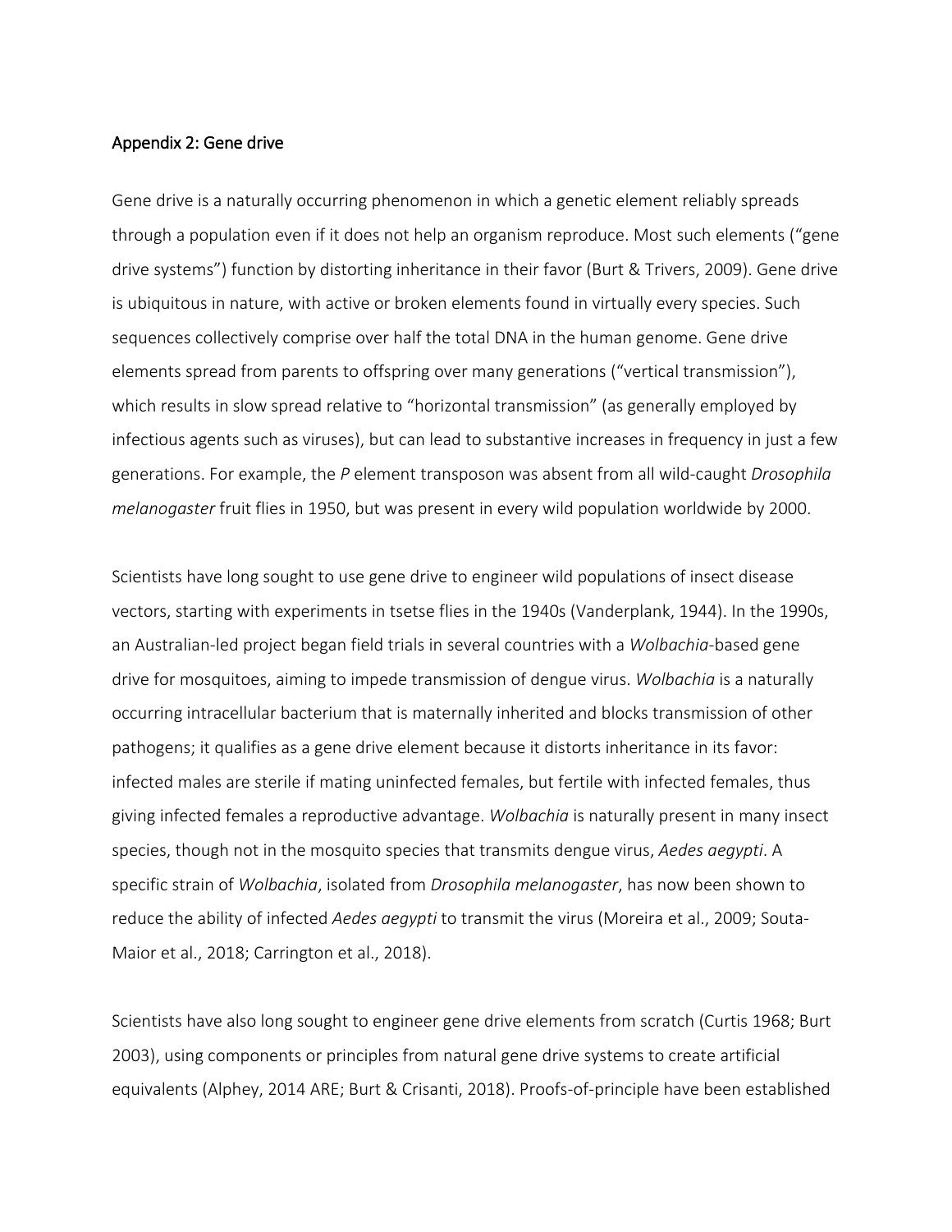Appendix 2: Gene drive

Gene drive is a naturally occurring phenomenon in which a genetic element reliably spreads through a population even if it does not help an organism reproduce. Most such elements ("gene drive systems") function by distorting inheritance in their favor (Burt & Trivers, 2009). Gene drive is ubiquitous in nature, with active or broken elements found in virtually every species. Such sequences collectively comprise over half the total DNA in the human genome. Gene drive elements spread from parents to offspring over many generations ("vertical transmission"), which results in slow spread relative to "horizontal transmission" (as generally employed by infectious agents such as viruses), but can lead to substantive increases in frequency in just a few generations. For example, the *P* element transposon was absent from all wild-caught *Drosophila melanogaster* fruit flies in 1950, but was present in every wild population worldwide by 2000.

Scientists have long sought to use gene drive to engineer wild populations of insect disease vectors, starting with experiments in tsetse flies in the 1940s (Vanderplank, 1944). In the 1990s, an Australian-led project began field trials in several countries with a *Wolbachia*-based gene drive for mosquitoes, aiming to impede transmission of dengue virus. *Wolbachia* is a naturally occurring intracellular bacterium that is maternally inherited and blocks transmission of other pathogens; it qualifies as a gene drive element because it distorts inheritance in its favor: infected males are sterile if mating uninfected females, but fertile with infected females, thus giving infected females a reproductive advantage. *Wolbachia* is naturally present in many insect species, though not in the mosquito species that transmits dengue virus, *Aedes aegypti*. A specific strain of *Wolbachia*, isolated from *Drosophila melanogaster*, has now been shown to reduce the ability of infected *Aedes aegypti* to transmit the virus (Moreira et al., 2009; Souta-Maior et al., 2018; Carrington et al., 2018).

Scientists have also long sought to engineer gene drive elements from scratch (Curtis 1968; Burt 2003), using components or principles from natural gene drive systems to create artificial equivalents (Alphey, 2014 ARE; Burt & Crisanti, 2018). Proofs-of-principle have been established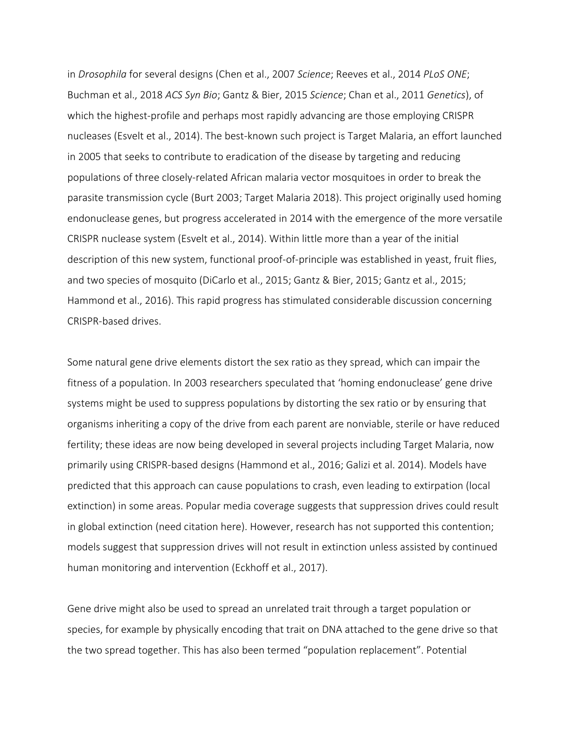in *Drosophila* for several designs (Chen et al., 2007 *Science*; Reeves et al., 2014 *PLoS ONE*; Buchman et al., 2018 *ACS Syn Bio*; Gantz & Bier, 2015 *Science*; Chan et al., 2011 *Genetics*), of which the highest-profile and perhaps most rapidly advancing are those employing CRISPR nucleases (Esvelt et al., 2014). The best-known such project is Target Malaria, an effort launched in 2005 that seeks to contribute to eradication of the disease by targeting and reducing populations of three closely-related African malaria vector mosquitoes in order to break the parasite transmission cycle (Burt 2003; Target Malaria 2018). This project originally used homing endonuclease genes, but progress accelerated in 2014 with the emergence of the more versatile CRISPR nuclease system (Esvelt et al., 2014). Within little more than a year of the initial description of this new system, functional proof-of-principle was established in yeast, fruit flies, and two species of mosquito (DiCarlo et al., 2015; Gantz & Bier, 2015; Gantz et al., 2015; Hammond et al., 2016). This rapid progress has stimulated considerable discussion concerning CRISPR-based drives.

Some natural gene drive elements distort the sex ratio as they spread, which can impair the fitness of a population. In 2003 researchers speculated that 'homing endonuclease' gene drive systems might be used to suppress populations by distorting the sex ratio or by ensuring that organisms inheriting a copy of the drive from each parent are nonviable, sterile or have reduced fertility; these ideas are now being developed in several projects including Target Malaria, now primarily using CRISPR-based designs (Hammond et al., 2016; Galizi et al. 2014). Models have predicted that this approach can cause populations to crash, even leading to extirpation (local extinction) in some areas. Popular media coverage suggests that suppression drives could result in global extinction (need citation here). However, research has not supported this contention; models suggest that suppression drives will not result in extinction unless assisted by continued human monitoring and intervention (Eckhoff et al., 2017).

Gene drive might also be used to spread an unrelated trait through a target population or species, for example by physically encoding that trait on DNA attached to the gene drive so that the two spread together. This has also been termed "population replacement". Potential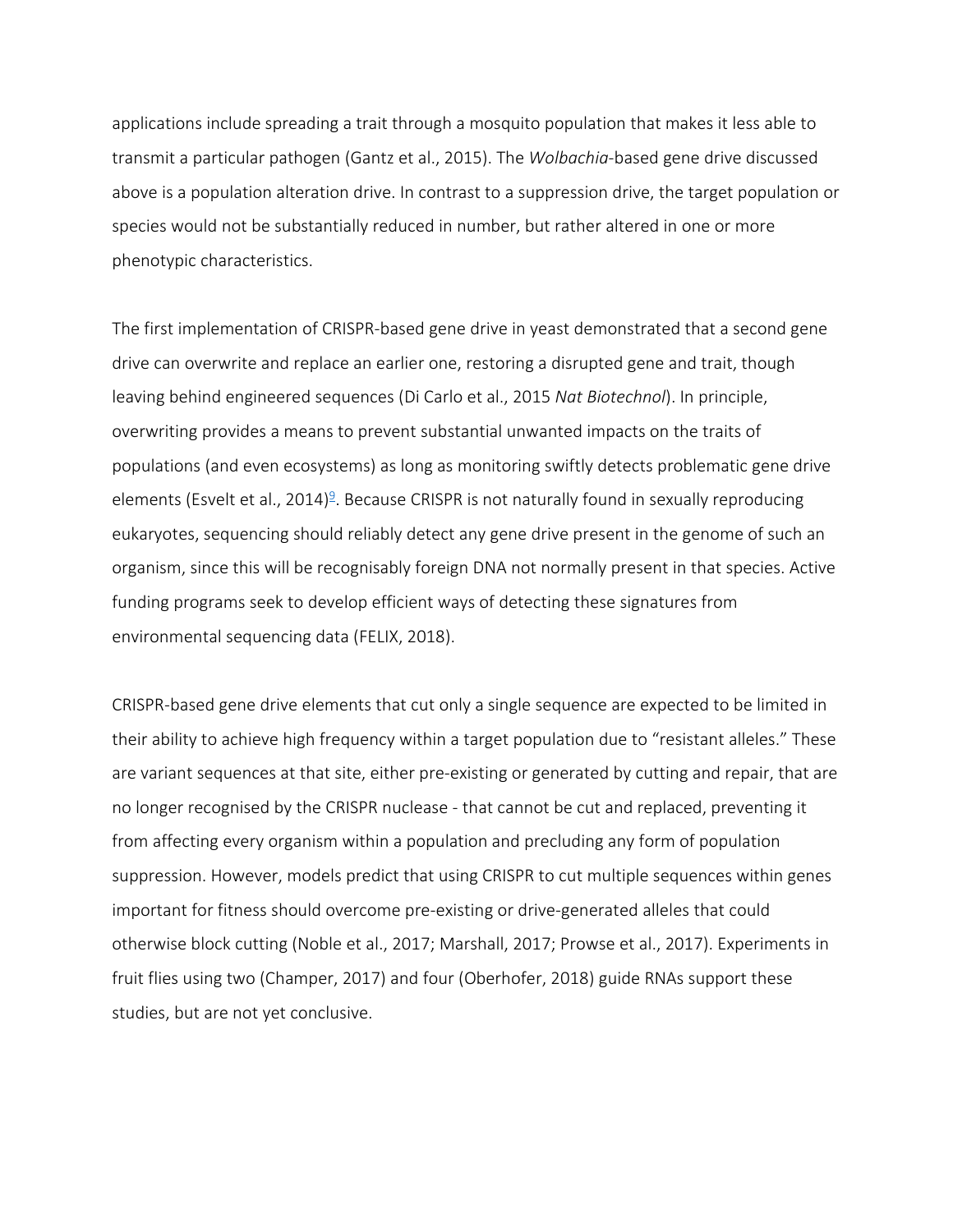applications include spreading a trait through a mosquito population that makes it less able to transmit a particular pathogen (Gantz et al., 2015). The *Wolbachia*-based gene drive discussed above is a population alteration drive. In contrast to a suppression drive, the target population or species would not be substantially reduced in number, but rather altered in one or more phenotypic characteristics.

The first implementation of CRISPR-based gene drive in yeast demonstrated that a second gene drive can overwrite and replace an earlier one, restoring a disrupted gene and trait, though leaving behind engineered sequences (Di Carlo et al., 2015 *Nat Biotechnol*). In principle, overwriting provides a means to prevent substantial unwanted impacts on the traits of populations (and even ecosystems) as long as monitoring swiftly detects problematic gene drive elements (Esvelt et al., 2014)[9]. Because CRISPR is not naturally found in sexually reproducing eukaryotes, sequencing should reliably detect any gene drive present in the genome of such an organism, since this will be recognisably foreign DNA not normally present in that species. Active funding programs seek to develop efficient ways of detecting these signatures from environmental sequencing data (FELIX, 2018).

CRISPR-based gene drive elements that cut only a single sequence are expected to be limited in their ability to achieve high frequency within a target population due to "resistant alleles." These are variant sequences at that site, either pre-existing or generated by cutting and repair, that are no longer recognised by the CRISPR nuclease - that cannot be cut and replaced, preventing it from affecting every organism within a population and precluding any form of population suppression. However, models predict that using CRISPR to cut multiple sequences within genes important for fitness should overcome pre-existing or drive-generated alleles that could otherwise block cutting (Noble et al., 2017; Marshall, 2017; Prowse et al., 2017). Experiments in fruit flies using two (Champer, 2017) and four (Oberhofer, 2018) guide RNAs support these studies, but are not yet conclusive.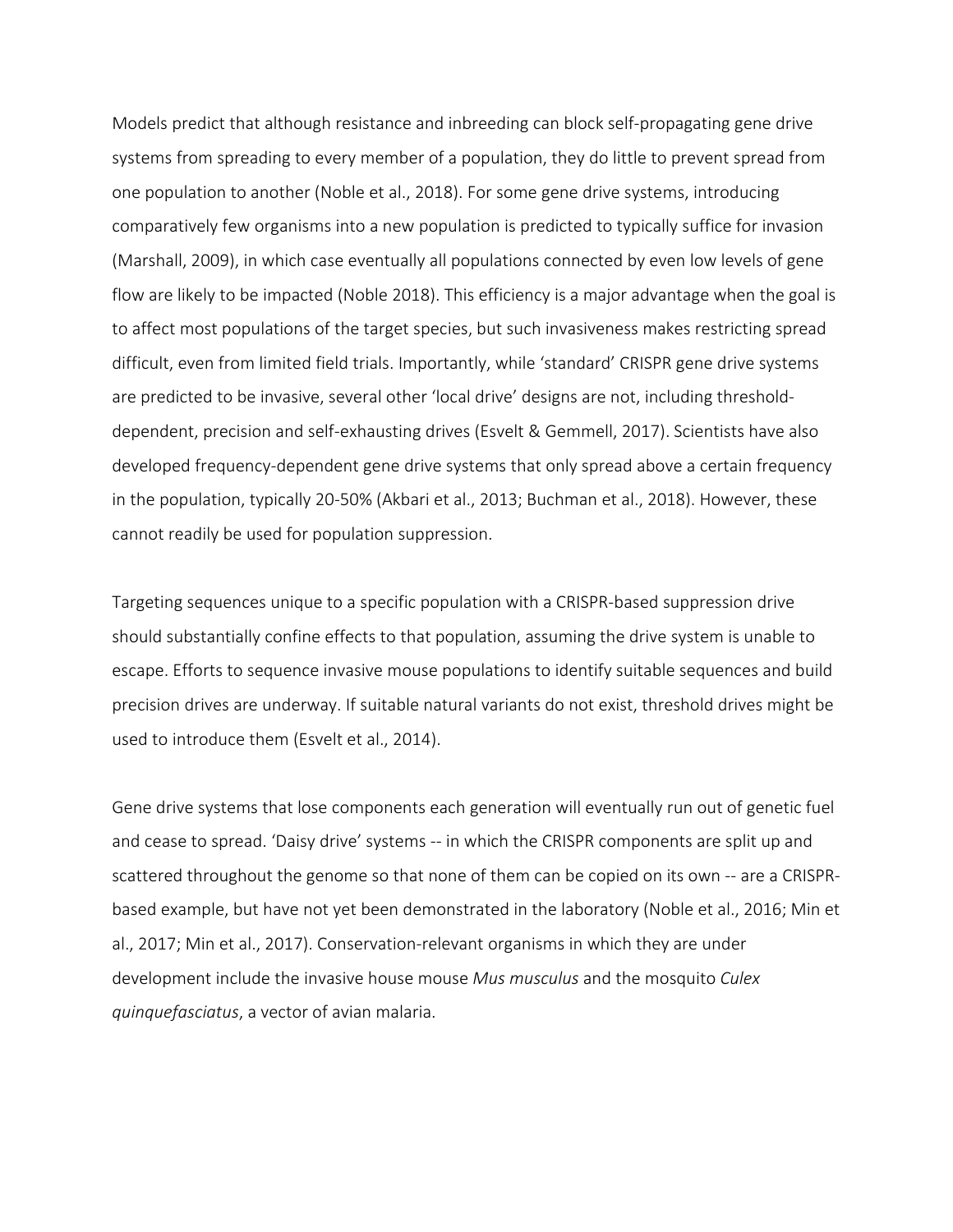Models predict that although resistance and inbreeding can block self-propagating gene drive systems from spreading to every member of a population, they do little to prevent spread from one population to another (Noble et al., 2018). For some gene drive systems, introducing comparatively few organisms into a new population is predicted to typically suffice for invasion (Marshall, 2009), in which case eventually all populations connected by even low levels of gene flow are likely to be impacted (Noble 2018). This efficiency is a major advantage when the goal is to affect most populations of the target species, but such invasiveness makes restricting spread difficult, even from limited field trials. Importantly, while 'standard' CRISPR gene drive systems are predicted to be invasive, several other 'local drive' designs are not, including threshold-dependent, precision and self-exhausting drives (Esvelt & Gemmell, 2017). Scientists have also developed frequency-dependent gene drive systems that only spread above a certain frequency in the population, typically 20-50% (Akbari et al., 2013; Buchman et al., 2018). However, these cannot readily be used for population suppression.

Targeting sequences unique to a specific population with a CRISPR-based suppression drive should substantially confine effects to that population, assuming the drive system is unable to escape. Efforts to sequence invasive mouse populations to identify suitable sequences and build precision drives are underway. If suitable natural variants do not exist, threshold drives might be used to introduce them (Esvelt et al., 2014).

Gene drive systems that lose components each generation will eventually run out of genetic fuel and cease to spread. 'Daisy drive' systems -- in which the CRISPR components are split up and scattered throughout the genome so that none of them can be copied on its own -- are a CRISPR-based example, but have not yet been demonstrated in the laboratory (Noble et al., 2016; Min et al., 2017; Min et al., 2017). Conservation-relevant organisms in which they are under development include the invasive house mouse *Mus musculus* and the mosquito *Culex quinquefasciatus*, a vector of avian malaria.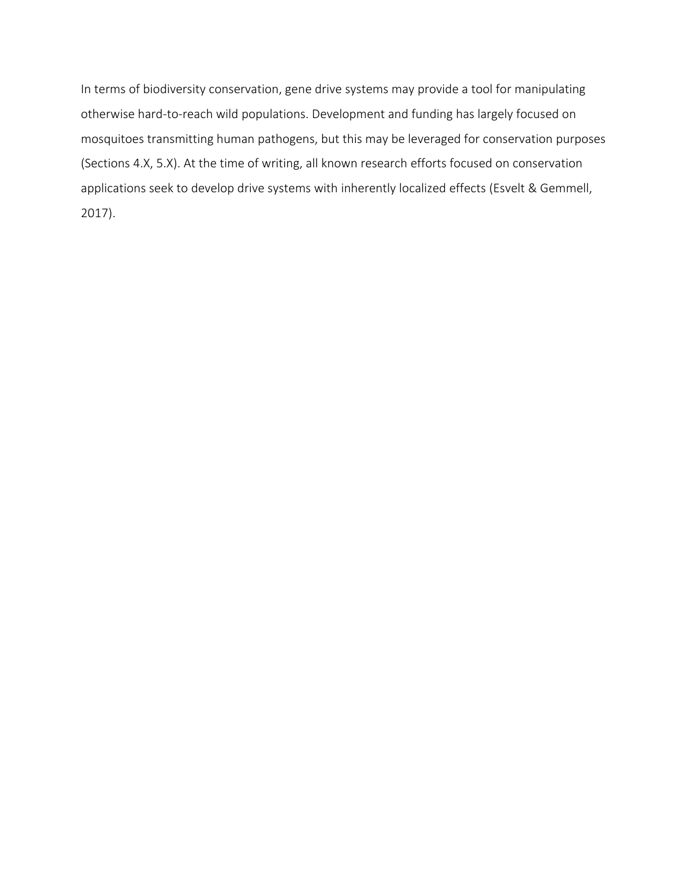In terms of biodiversity conservation, gene drive systems may provide a tool for manipulating otherwise hard-to-reach wild populations. Development and funding has largely focused on mosquitoes transmitting human pathogens, but this may be leveraged for conservation purposes (Sections 4.X, 5.X). At the time of writing, all known research efforts focused on conservation applications seek to develop drive systems with inherently localized effects (Esvelt & Gemmell, 2017).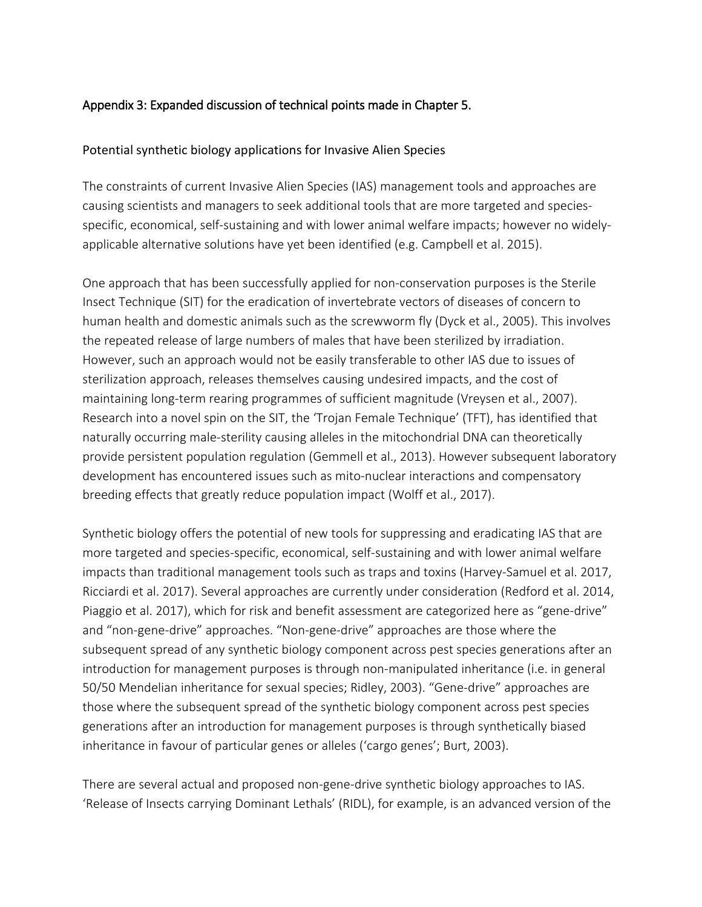## Appendix 3: Expanded discussion of technical points made in Chapter 5.

### Potential synthetic biology applications for Invasive Alien Species

The constraints of current Invasive Alien Species (IAS) management tools and approaches are causing scientists and managers to seek additional tools that are more targeted and species-specific, economical, self-sustaining and with lower animal welfare impacts; however no widely-applicable alternative solutions have yet been identified (e.g. Campbell et al. 2015).

One approach that has been successfully applied for non-conservation purposes is the Sterile Insect Technique (SIT) for the eradication of invertebrate vectors of diseases of concern to human health and domestic animals such as the screwworm fly (Dyck et al., 2005). This involves the repeated release of large numbers of males that have been sterilized by irradiation. However, such an approach would not be easily transferable to other IAS due to issues of sterilization approach, releases themselves causing undesired impacts, and the cost of maintaining long-term rearing programmes of sufficient magnitude (Vreysen et al., 2007). Research into a novel spin on the SIT, the 'Trojan Female Technique' (TFT), has identified that naturally occurring male-sterility causing alleles in the mitochondrial DNA can theoretically provide persistent population regulation (Gemmell et al., 2013). However subsequent laboratory development has encountered issues such as mito-nuclear interactions and compensatory breeding effects that greatly reduce population impact (Wolff et al., 2017).

Synthetic biology offers the potential of new tools for suppressing and eradicating IAS that are more targeted and species-specific, economical, self-sustaining and with lower animal welfare impacts than traditional management tools such as traps and toxins (Harvey-Samuel et al. 2017, Ricciardi et al. 2017). Several approaches are currently under consideration (Redford et al. 2014, Piaggio et al. 2017), which for risk and benefit assessment are categorized here as "gene-drive" and "non-gene-drive" approaches. "Non-gene-drive" approaches are those where the subsequent spread of any synthetic biology component across pest species generations after an introduction for management purposes is through non-manipulated inheritance (i.e. in general 50/50 Mendelian inheritance for sexual species; Ridley, 2003). "Gene-drive" approaches are those where the subsequent spread of the synthetic biology component across pest species generations after an introduction for management purposes is through synthetically biased inheritance in favour of particular genes or alleles ('cargo genes'; Burt, 2003).

There are several actual and proposed non-gene-drive synthetic biology approaches to IAS. 'Release of Insects carrying Dominant Lethals' (RIDL), for example, is an advanced version of the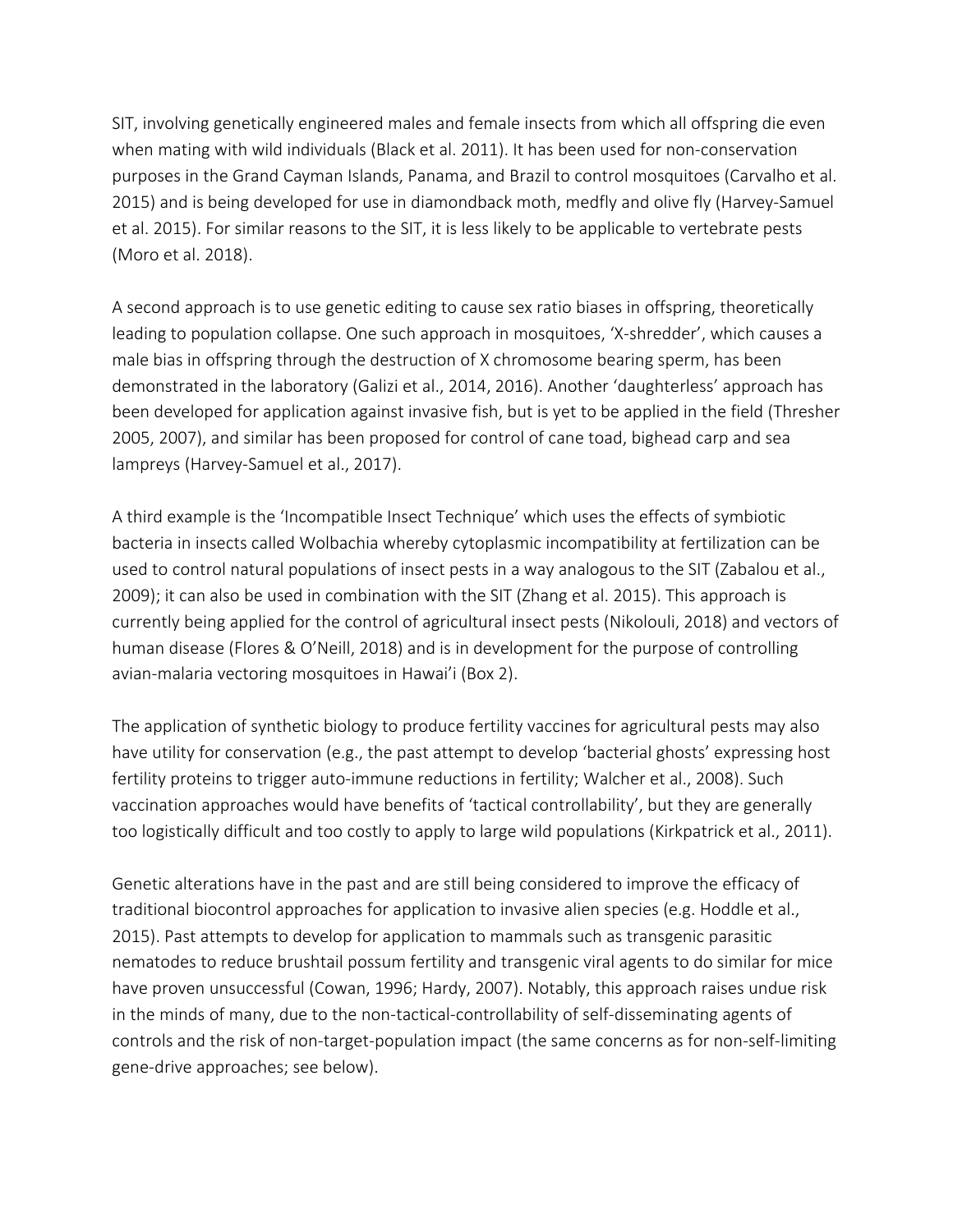SIT, involving genetically engineered males and female insects from which all offspring die even when mating with wild individuals (Black et al. 2011). It has been used for non-conservation purposes in the Grand Cayman Islands, Panama, and Brazil to control mosquitoes (Carvalho et al. 2015) and is being developed for use in diamondback moth, medfly and olive fly (Harvey-Samuel et al. 2015). For similar reasons to the SIT, it is less likely to be applicable to vertebrate pests (Moro et al. 2018).

A second approach is to use genetic editing to cause sex ratio biases in offspring, theoretically leading to population collapse. One such approach in mosquitoes, 'X-shredder', which causes a male bias in offspring through the destruction of X chromosome bearing sperm, has been demonstrated in the laboratory (Galizi et al., 2014, 2016). Another 'daughterless' approach has been developed for application against invasive fish, but is yet to be applied in the field (Thresher 2005, 2007), and similar has been proposed for control of cane toad, bighead carp and sea lampreys (Harvey-Samuel et al., 2017).

A third example is the 'Incompatible Insect Technique' which uses the effects of symbiotic bacteria in insects called Wolbachia whereby cytoplasmic incompatibility at fertilization can be used to control natural populations of insect pests in a way analogous to the SIT (Zabalou et al., 2009); it can also be used in combination with the SIT (Zhang et al. 2015). This approach is currently being applied for the control of agricultural insect pests (Nikolouli, 2018) and vectors of human disease (Flores & O'Neill, 2018) and is in development for the purpose of controlling avian-malaria vectoring mosquitoes in Hawai'i (Box 2).

The application of synthetic biology to produce fertility vaccines for agricultural pests may also have utility for conservation (e.g., the past attempt to develop 'bacterial ghosts' expressing host fertility proteins to trigger auto-immune reductions in fertility; Walcher et al., 2008). Such vaccination approaches would have benefits of 'tactical controllability', but they are generally too logistically difficult and too costly to apply to large wild populations (Kirkpatrick et al., 2011).

Genetic alterations have in the past and are still being considered to improve the efficacy of traditional biocontrol approaches for application to invasive alien species (e.g. Hoddle et al., 2015). Past attempts to develop for application to mammals such as transgenic parasitic nematodes to reduce brushtail possum fertility and transgenic viral agents to do similar for mice have proven unsuccessful (Cowan, 1996; Hardy, 2007). Notably, this approach raises undue risk in the minds of many, due to the non-tactical-controllability of self-disseminating agents of controls and the risk of non-target-population impact (the same concerns as for non-self-limiting gene-drive approaches; see below).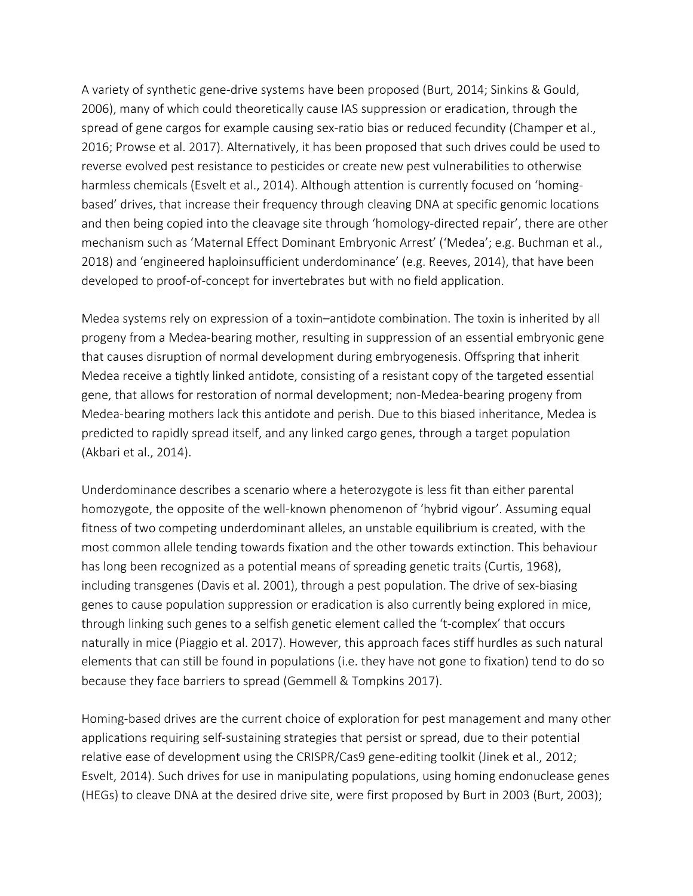A variety of synthetic gene-drive systems have been proposed (Burt, 2014; Sinkins & Gould, 2006), many of which could theoretically cause IAS suppression or eradication, through the spread of gene cargos for example causing sex-ratio bias or reduced fecundity (Champer et al., 2016; Prowse et al. 2017). Alternatively, it has been proposed that such drives could be used to reverse evolved pest resistance to pesticides or create new pest vulnerabilities to otherwise harmless chemicals (Esvelt et al., 2014). Although attention is currently focused on 'homing-based' drives, that increase their frequency through cleaving DNA at specific genomic locations and then being copied into the cleavage site through 'homology-directed repair', there are other mechanism such as 'Maternal Effect Dominant Embryonic Arrest' ('Medea'; e.g. Buchman et al., 2018) and 'engineered haploinsufficient underdominance' (e.g. Reeves, 2014), that have been developed to proof-of-concept for invertebrates but with no field application.

Medea systems rely on expression of a toxin–antidote combination. The toxin is inherited by all progeny from a Medea-bearing mother, resulting in suppression of an essential embryonic gene that causes disruption of normal development during embryogenesis. Offspring that inherit Medea receive a tightly linked antidote, consisting of a resistant copy of the targeted essential gene, that allows for restoration of normal development; non-Medea-bearing progeny from Medea-bearing mothers lack this antidote and perish. Due to this biased inheritance, Medea is predicted to rapidly spread itself, and any linked cargo genes, through a target population (Akbari et al., 2014).

Underdominance describes a scenario where a heterozygote is less fit than either parental homozygote, the opposite of the well-known phenomenon of 'hybrid vigour'. Assuming equal fitness of two competing underdominant alleles, an unstable equilibrium is created, with the most common allele tending towards fixation and the other towards extinction. This behaviour has long been recognized as a potential means of spreading genetic traits (Curtis, 1968), including transgenes (Davis et al. 2001), through a pest population. The drive of sex-biasing genes to cause population suppression or eradication is also currently being explored in mice, through linking such genes to a selfish genetic element called the 't-complex' that occurs naturally in mice (Piaggio et al. 2017). However, this approach faces stiff hurdles as such natural elements that can still be found in populations (i.e. they have not gone to fixation) tend to do so because they face barriers to spread (Gemmell & Tompkins 2017).

Homing-based drives are the current choice of exploration for pest management and many other applications requiring self-sustaining strategies that persist or spread, due to their potential relative ease of development using the CRISPR/Cas9 gene-editing toolkit (Jinek et al., 2012; Esvelt, 2014). Such drives for use in manipulating populations, using homing endonuclease genes (HEGs) to cleave DNA at the desired drive site, were first proposed by Burt in 2003 (Burt, 2003);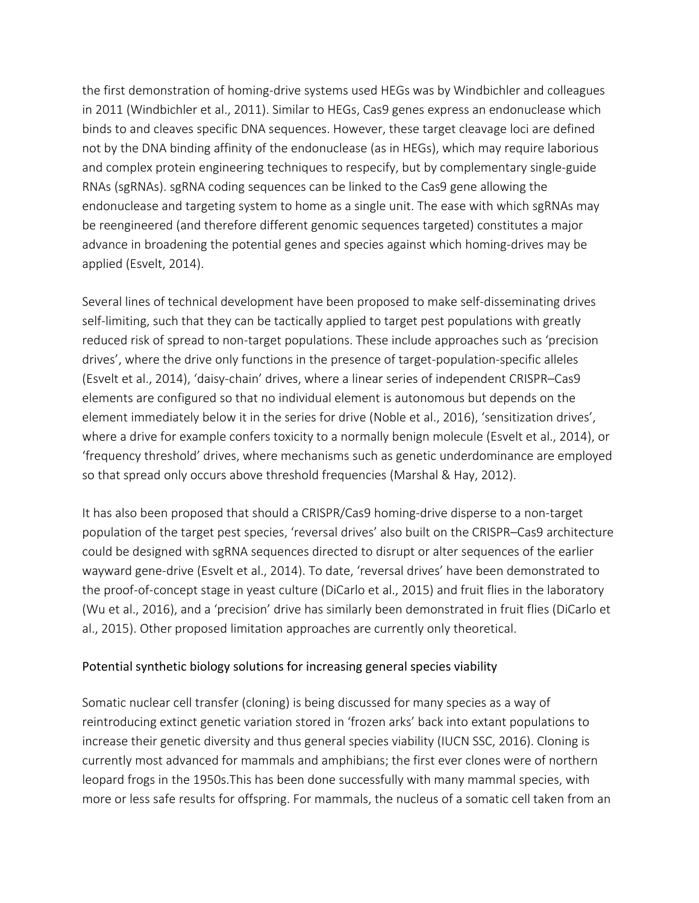the first demonstration of homing-drive systems used HEGs was by Windbichler and colleagues in 2011 (Windbichler et al., 2011). Similar to HEGs, Cas9 genes express an endonuclease which binds to and cleaves specific DNA sequences. However, these target cleavage loci are defined not by the DNA binding affinity of the endonuclease (as in HEGs), which may require laborious and complex protein engineering techniques to respecify, but by complementary single-guide RNAs (sgRNAs). sgRNA coding sequences can be linked to the Cas9 gene allowing the endonuclease and targeting system to home as a single unit. The ease with which sgRNAs may be reengineered (and therefore different genomic sequences targeted) constitutes a major advance in broadening the potential genes and species against which homing-drives may be applied (Esvelt, 2014).

Several lines of technical development have been proposed to make self-disseminating drives self-limiting, such that they can be tactically applied to target pest populations with greatly reduced risk of spread to non-target populations. These include approaches such as 'precision drives', where the drive only functions in the presence of target-population-specific alleles (Esvelt et al., 2014), 'daisy-chain' drives, where a linear series of independent CRISPR–Cas9 elements are configured so that no individual element is autonomous but depends on the element immediately below it in the series for drive (Noble et al., 2016), 'sensitization drives', where a drive for example confers toxicity to a normally benign molecule (Esvelt et al., 2014), or 'frequency threshold' drives, where mechanisms such as genetic underdominance are employed so that spread only occurs above threshold frequencies (Marshal & Hay, 2012).

It has also been proposed that should a CRISPR/Cas9 homing-drive disperse to a non-target population of the target pest species, 'reversal drives' also built on the CRISPR–Cas9 architecture could be designed with sgRNA sequences directed to disrupt or alter sequences of the earlier wayward gene-drive (Esvelt et al., 2014). To date, 'reversal drives' have been demonstrated to the proof-of-concept stage in yeast culture (DiCarlo et al., 2015) and fruit flies in the laboratory (Wu et al., 2016), and a 'precision' drive has similarly been demonstrated in fruit flies (DiCarlo et al., 2015). Other proposed limitation approaches are currently only theoretical.

## Potential synthetic biology solutions for increasing general species viability

Somatic nuclear cell transfer (cloning) is being discussed for many species as a way of reintroducing extinct genetic variation stored in 'frozen arks' back into extant populations to increase their genetic diversity and thus general species viability (IUCN SSC, 2016). Cloning is currently most advanced for mammals and amphibians; the first ever clones were of northern leopard frogs in the 1950s.This has been done successfully with many mammal species, with more or less safe results for offspring. For mammals, the nucleus of a somatic cell taken from an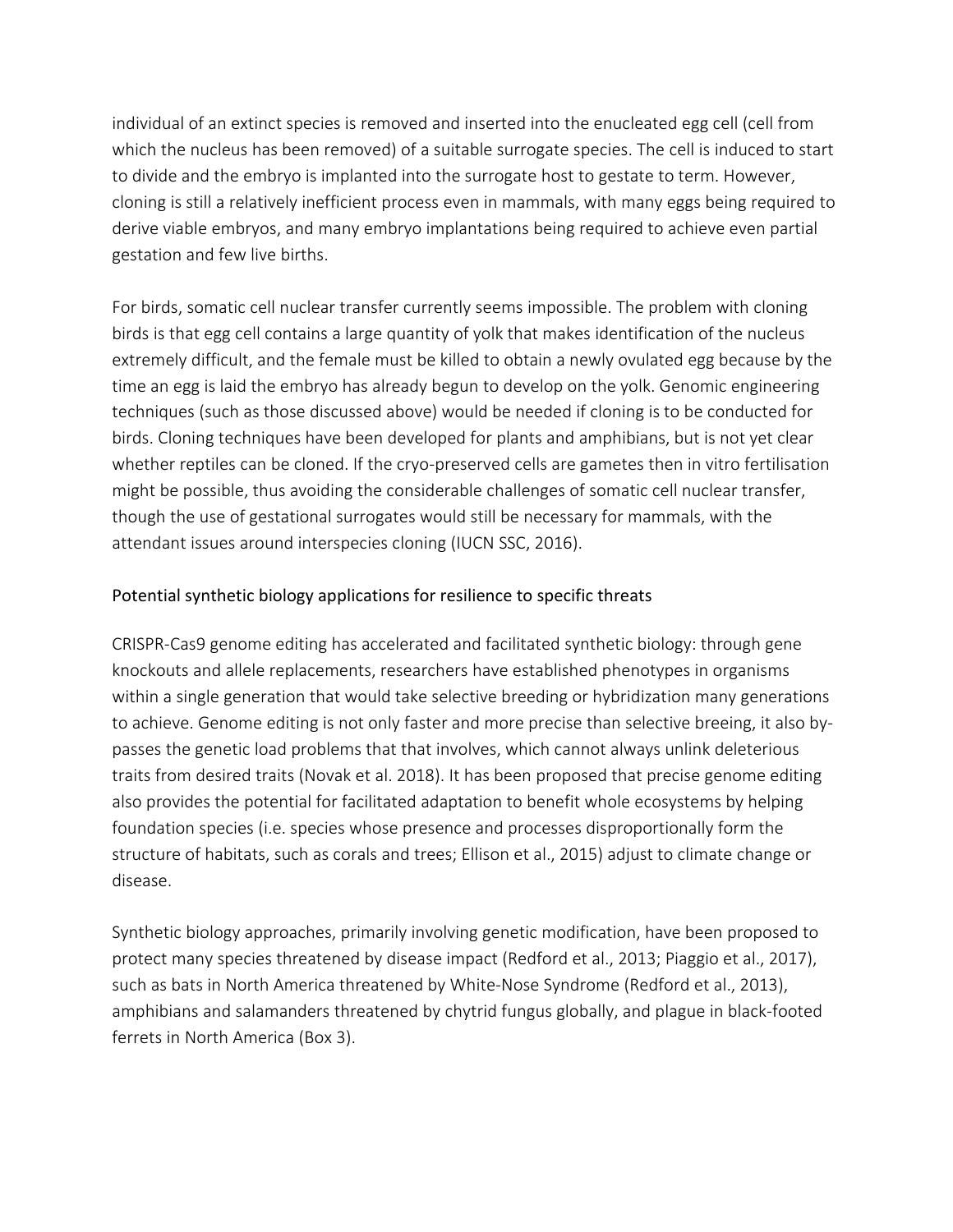individual of an extinct species is removed and inserted into the enucleated egg cell (cell from which the nucleus has been removed) of a suitable surrogate species. The cell is induced to start to divide and the embryo is implanted into the surrogate host to gestate to term. However, cloning is still a relatively inefficient process even in mammals, with many eggs being required to derive viable embryos, and many embryo implantations being required to achieve even partial gestation and few live births.

For birds, somatic cell nuclear transfer currently seems impossible. The problem with cloning birds is that egg cell contains a large quantity of yolk that makes identification of the nucleus extremely difficult, and the female must be killed to obtain a newly ovulated egg because by the time an egg is laid the embryo has already begun to develop on the yolk. Genomic engineering techniques (such as those discussed above) would be needed if cloning is to be conducted for birds. Cloning techniques have been developed for plants and amphibians, but is not yet clear whether reptiles can be cloned. If the cryo-preserved cells are gametes then in vitro fertilisation might be possible, thus avoiding the considerable challenges of somatic cell nuclear transfer, though the use of gestational surrogates would still be necessary for mammals, with the attendant issues around interspecies cloning (IUCN SSC, 2016).

## Potential synthetic biology applications for resilience to specific threats

CRISPR-Cas9 genome editing has accelerated and facilitated synthetic biology: through gene knockouts and allele replacements, researchers have established phenotypes in organisms within a single generation that would take selective breeding or hybridization many generations to achieve. Genome editing is not only faster and more precise than selective breeing, it also by-passes the genetic load problems that that involves, which cannot always unlink deleterious traits from desired traits (Novak et al. 2018). It has been proposed that precise genome editing also provides the potential for facilitated adaptation to benefit whole ecosystems by helping foundation species (i.e. species whose presence and processes disproportionally form the structure of habitats, such as corals and trees; Ellison et al., 2015) adjust to climate change or disease.

Synthetic biology approaches, primarily involving genetic modification, have been proposed to protect many species threatened by disease impact (Redford et al., 2013; Piaggio et al., 2017), such as bats in North America threatened by White-Nose Syndrome (Redford et al., 2013), amphibians and salamanders threatened by chytrid fungus globally, and plague in black-footed ferrets in North America (Box 3).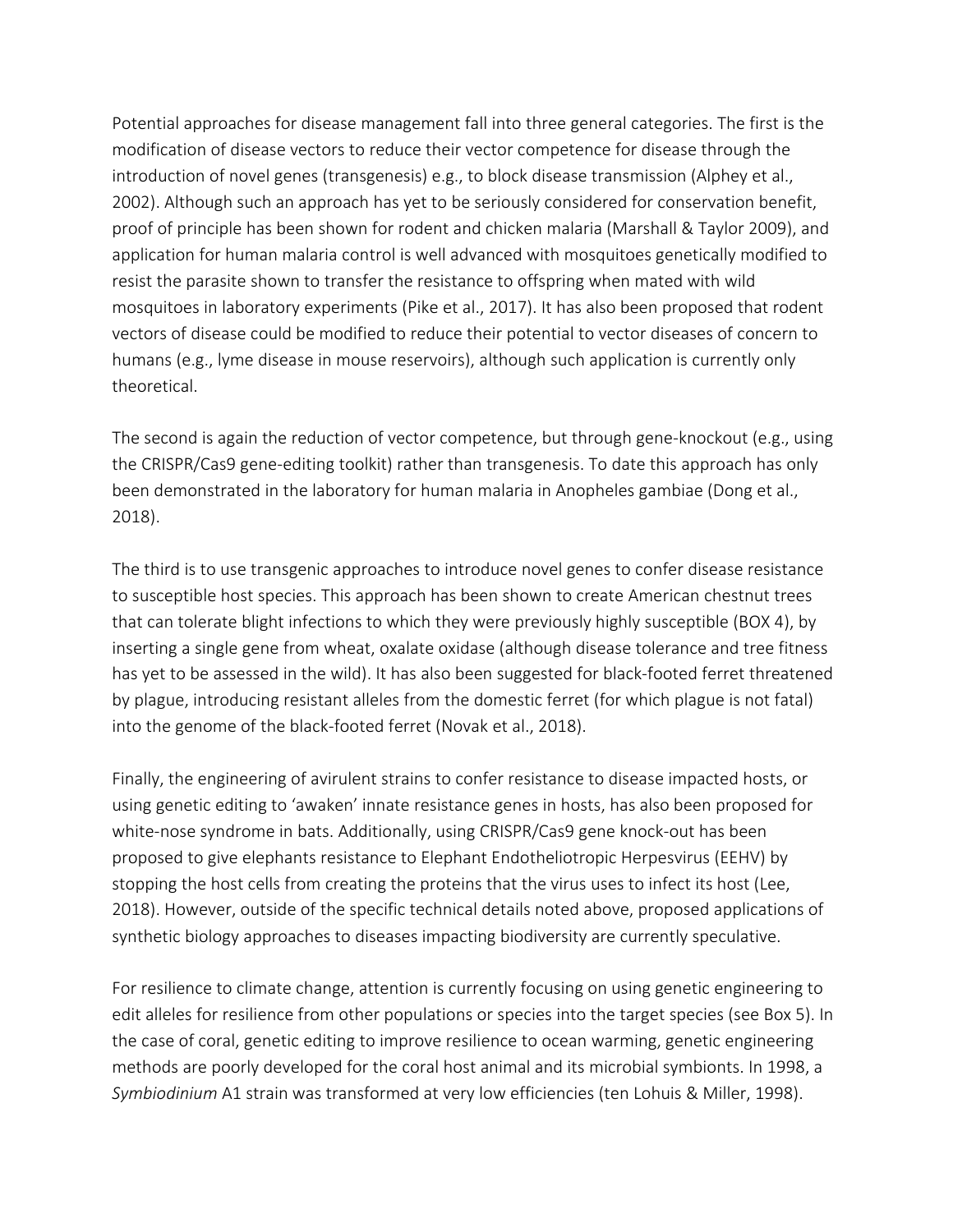Potential approaches for disease management fall into three general categories. The first is the modification of disease vectors to reduce their vector competence for disease through the introduction of novel genes (transgenesis) e.g., to block disease transmission (Alphey et al., 2002). Although such an approach has yet to be seriously considered for conservation benefit, proof of principle has been shown for rodent and chicken malaria (Marshall & Taylor 2009), and application for human malaria control is well advanced with mosquitoes genetically modified to resist the parasite shown to transfer the resistance to offspring when mated with wild mosquitoes in laboratory experiments (Pike et al., 2017). It has also been proposed that rodent vectors of disease could be modified to reduce their potential to vector diseases of concern to humans (e.g., lyme disease in mouse reservoirs), although such application is currently only theoretical.

The second is again the reduction of vector competence, but through gene-knockout (e.g., using the CRISPR/Cas9 gene-editing toolkit) rather than transgenesis. To date this approach has only been demonstrated in the laboratory for human malaria in Anopheles gambiae (Dong et al., 2018).

The third is to use transgenic approaches to introduce novel genes to confer disease resistance to susceptible host species. This approach has been shown to create American chestnut trees that can tolerate blight infections to which they were previously highly susceptible (BOX 4), by inserting a single gene from wheat, oxalate oxidase (although disease tolerance and tree fitness has yet to be assessed in the wild). It has also been suggested for black-footed ferret threatened by plague, introducing resistant alleles from the domestic ferret (for which plague is not fatal) into the genome of the black-footed ferret (Novak et al., 2018).

Finally, the engineering of avirulent strains to confer resistance to disease impacted hosts, or using genetic editing to 'awaken' innate resistance genes in hosts, has also been proposed for white-nose syndrome in bats. Additionally, using CRISPR/Cas9 gene knock-out has been proposed to give elephants resistance to Elephant Endotheliotropic Herpesvirus (EEHV) by stopping the host cells from creating the proteins that the virus uses to infect its host (Lee, 2018). However, outside of the specific technical details noted above, proposed applications of synthetic biology approaches to diseases impacting biodiversity are currently speculative.

For resilience to climate change, attention is currently focusing on using genetic engineering to edit alleles for resilience from other populations or species into the target species (see Box 5). In the case of coral, genetic editing to improve resilience to ocean warming, genetic engineering methods are poorly developed for the coral host animal and its microbial symbionts. In 1998, a *Symbiodinium* A1 strain was transformed at very low efficiencies (ten Lohuis & Miller, 1998).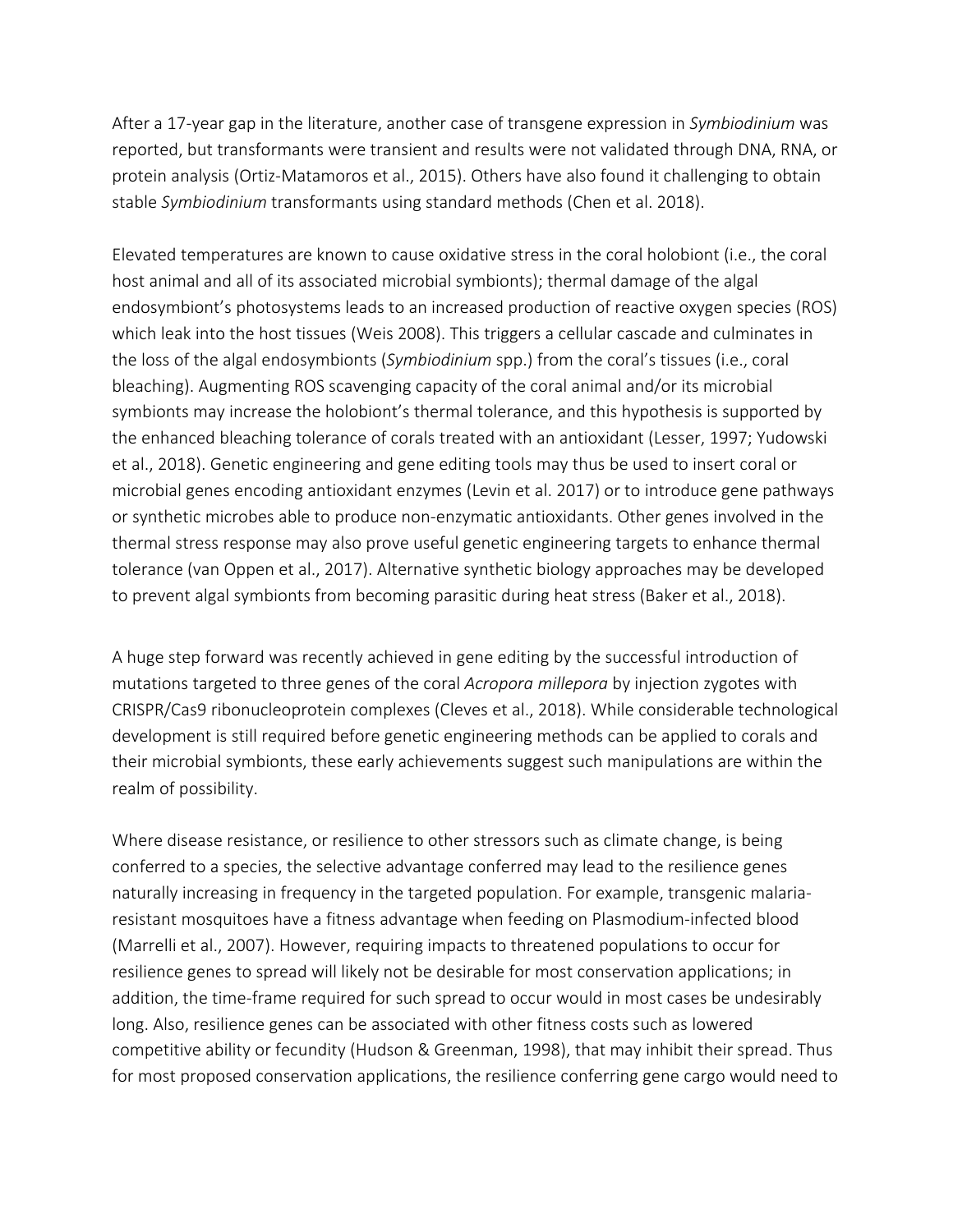After a 17-year gap in the literature, another case of transgene expression in *Symbiodinium* was reported, but transformants were transient and results were not validated through DNA, RNA, or protein analysis (Ortiz-Matamoros et al., 2015). Others have also found it challenging to obtain stable *Symbiodinium* transformants using standard methods (Chen et al. 2018).

Elevated temperatures are known to cause oxidative stress in the coral holobiont (i.e., the coral host animal and all of its associated microbial symbionts); thermal damage of the algal endosymbiont's photosystems leads to an increased production of reactive oxygen species (ROS) which leak into the host tissues (Weis 2008). This triggers a cellular cascade and culminates in the loss of the algal endosymbionts (*Symbiodinium* spp.) from the coral's tissues (i.e., coral bleaching). Augmenting ROS scavenging capacity of the coral animal and/or its microbial symbionts may increase the holobiont's thermal tolerance, and this hypothesis is supported by the enhanced bleaching tolerance of corals treated with an antioxidant (Lesser, 1997; Yudowski et al., 2018). Genetic engineering and gene editing tools may thus be used to insert coral or microbial genes encoding antioxidant enzymes (Levin et al. 2017) or to introduce gene pathways or synthetic microbes able to produce non-enzymatic antioxidants. Other genes involved in the thermal stress response may also prove useful genetic engineering targets to enhance thermal tolerance (van Oppen et al., 2017). Alternative synthetic biology approaches may be developed to prevent algal symbionts from becoming parasitic during heat stress (Baker et al., 2018).

A huge step forward was recently achieved in gene editing by the successful introduction of mutations targeted to three genes of the coral *Acropora millepora* by injection zygotes with CRISPR/Cas9 ribonucleoprotein complexes (Cleves et al., 2018). While considerable technological development is still required before genetic engineering methods can be applied to corals and their microbial symbionts, these early achievements suggest such manipulations are within the realm of possibility.

Where disease resistance, or resilience to other stressors such as climate change, is being conferred to a species, the selective advantage conferred may lead to the resilience genes naturally increasing in frequency in the targeted population. For example, transgenic malaria-resistant mosquitoes have a fitness advantage when feeding on Plasmodium-infected blood (Marrelli et al., 2007). However, requiring impacts to threatened populations to occur for resilience genes to spread will likely not be desirable for most conservation applications; in addition, the time-frame required for such spread to occur would in most cases be undesirably long. Also, resilience genes can be associated with other fitness costs such as lowered competitive ability or fecundity (Hudson & Greenman, 1998), that may inhibit their spread. Thus for most proposed conservation applications, the resilience conferring gene cargo would need to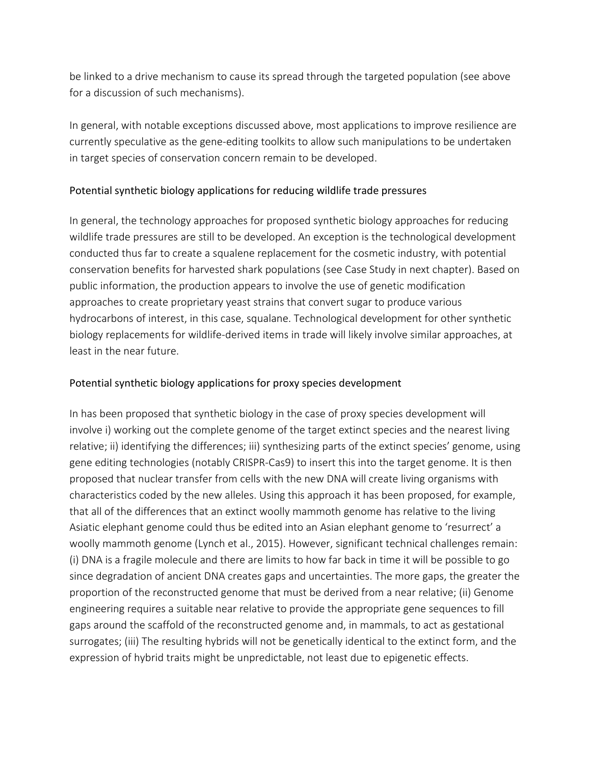be linked to a drive mechanism to cause its spread through the targeted population (see above for a discussion of such mechanisms).

In general, with notable exceptions discussed above, most applications to improve resilience are currently speculative as the gene-editing toolkits to allow such manipulations to be undertaken in target species of conservation concern remain to be developed.

### Potential synthetic biology applications for reducing wildlife trade pressures

In general, the technology approaches for proposed synthetic biology approaches for reducing wildlife trade pressures are still to be developed. An exception is the technological development conducted thus far to create a squalene replacement for the cosmetic industry, with potential conservation benefits for harvested shark populations (see Case Study in next chapter). Based on public information, the production appears to involve the use of genetic modification approaches to create proprietary yeast strains that convert sugar to produce various hydrocarbons of interest, in this case, squalane. Technological development for other synthetic biology replacements for wildlife-derived items in trade will likely involve similar approaches, at least in the near future.

### Potential synthetic biology applications for proxy species development

In has been proposed that synthetic biology in the case of proxy species development will involve i) working out the complete genome of the target extinct species and the nearest living relative; ii) identifying the differences; iii) synthesizing parts of the extinct species' genome, using gene editing technologies (notably CRISPR-Cas9) to insert this into the target genome. It is then proposed that nuclear transfer from cells with the new DNA will create living organisms with characteristics coded by the new alleles. Using this approach it has been proposed, for example, that all of the differences that an extinct woolly mammoth genome has relative to the living Asiatic elephant genome could thus be edited into an Asian elephant genome to 'resurrect' a woolly mammoth genome (Lynch et al., 2015). However, significant technical challenges remain: (i) DNA is a fragile molecule and there are limits to how far back in time it will be possible to go since degradation of ancient DNA creates gaps and uncertainties. The more gaps, the greater the proportion of the reconstructed genome that must be derived from a near relative; (ii) Genome engineering requires a suitable near relative to provide the appropriate gene sequences to fill gaps around the scaffold of the reconstructed genome and, in mammals, to act as gestational surrogates; (iii) The resulting hybrids will not be genetically identical to the extinct form, and the expression of hybrid traits might be unpredictable, not least due to epigenetic effects.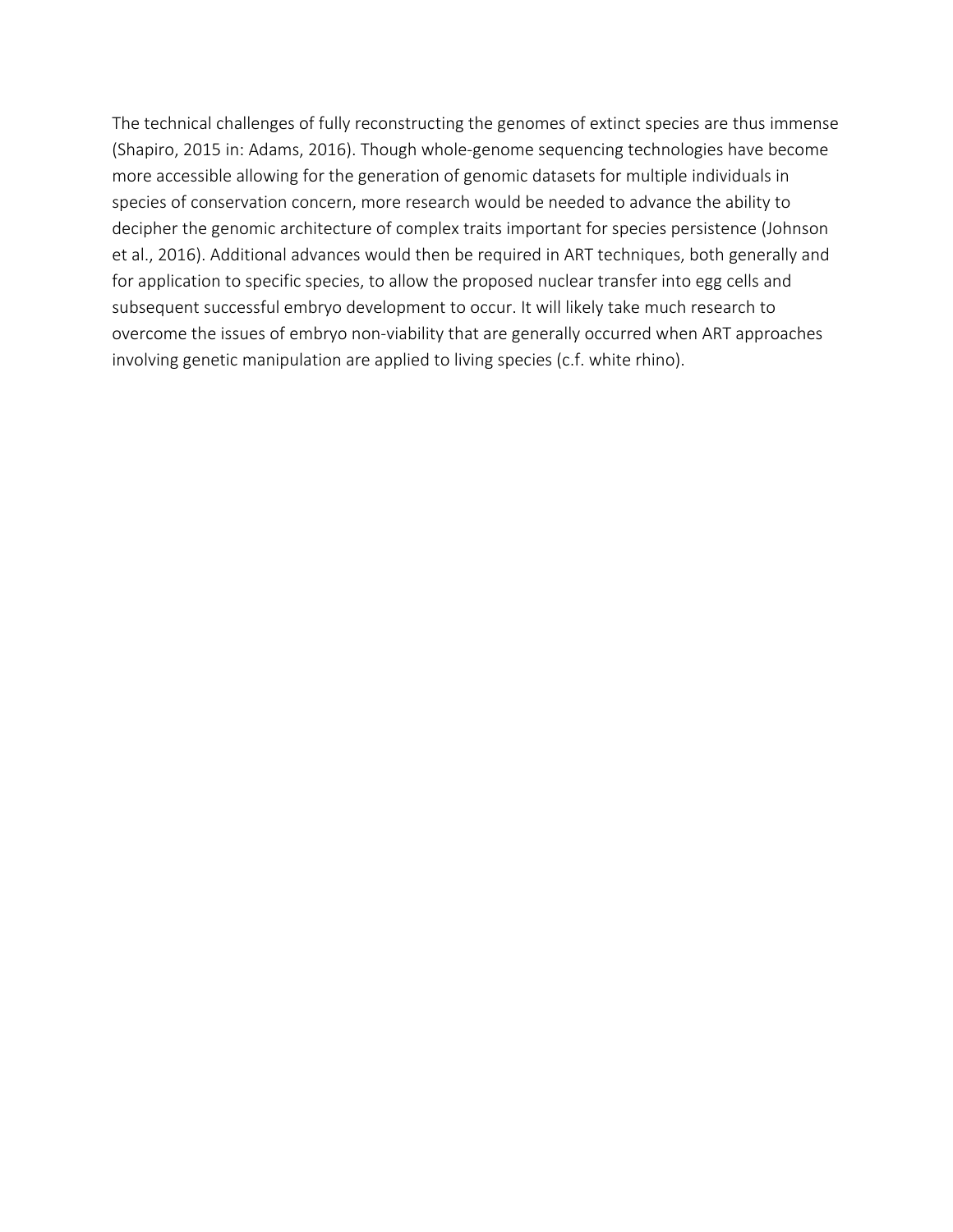The technical challenges of fully reconstructing the genomes of extinct species are thus immense (Shapiro, 2015 in: Adams, 2016). Though whole-genome sequencing technologies have become more accessible allowing for the generation of genomic datasets for multiple individuals in species of conservation concern, more research would be needed to advance the ability to decipher the genomic architecture of complex traits important for species persistence (Johnson et al., 2016). Additional advances would then be required in ART techniques, both generally and for application to specific species, to allow the proposed nuclear transfer into egg cells and subsequent successful embryo development to occur. It will likely take much research to overcome the issues of embryo non-viability that are generally occurred when ART approaches involving genetic manipulation are applied to living species (c.f. white rhino).